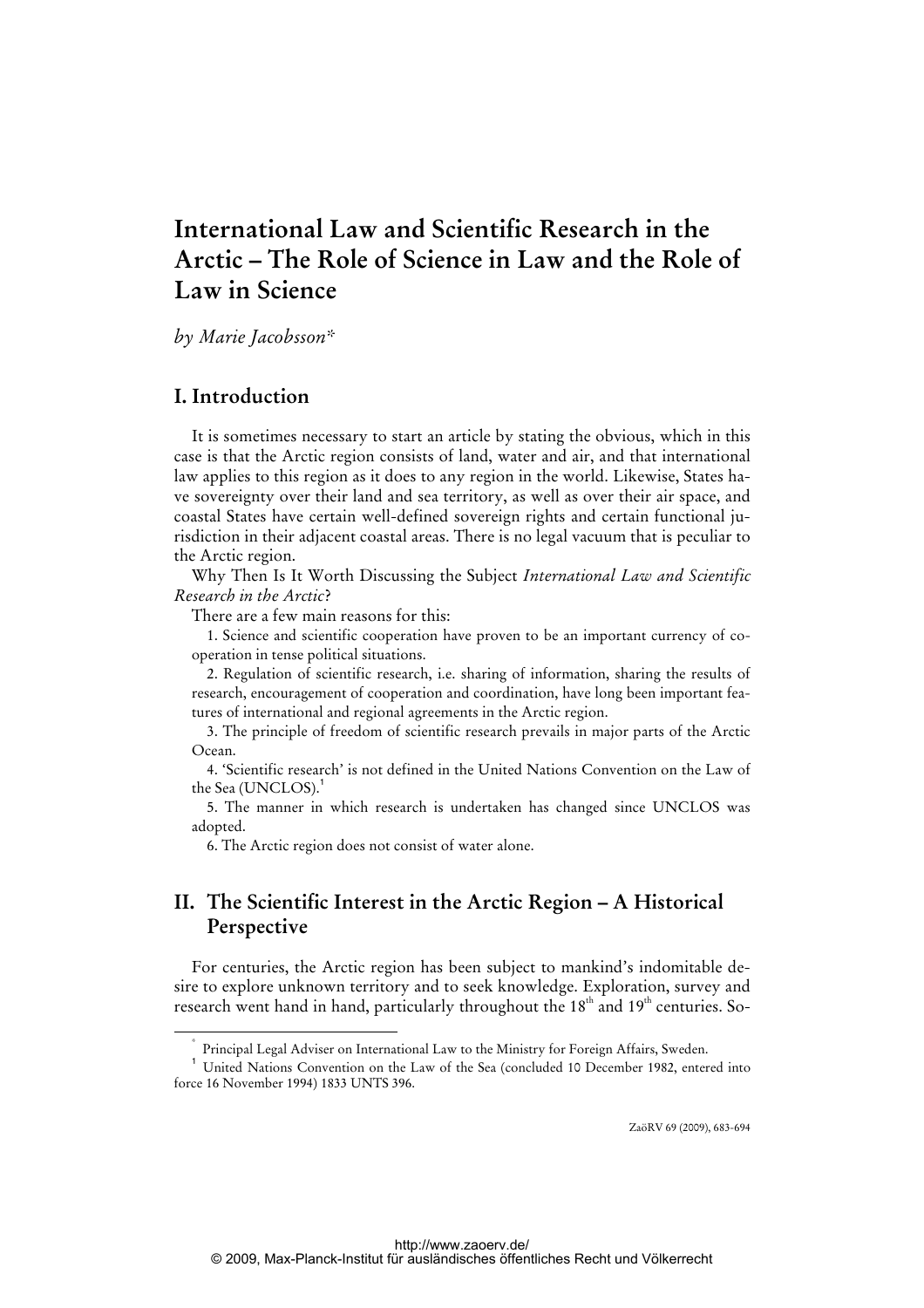# International Law and Scientific Research in the Arctic – The Role of Science in Law and the Role of Law in Science

*by Marie Jacobsson\**

## I. Introduction

It is sometimes necessary to start an article by stating the obvious, which in this case is that the Arctic region consists of land, water and air, and that international law applies to this region as it does to any region in the world. Likewise, States have sovereignty over their land and sea territory, as well as over their air space, and coastal States have certain well-defined sovereign rights and certain functional jurisdiction in their adjacent coastal areas. There is no legal vacuum that is peculiar to the Arctic region.

Why Then Is It Worth Discussing the Subject *International Law and Scientific Research in the Arctic*?

There are a few main reasons for this:

1. Science and scientific cooperation have proven to be an important currency of cooperation in tense political situations.
2. Regulation of scientific research, i.e. sharing of information, sharing the results of research, encouragement of cooperation and coordination, have long been important features of international and regional agreements in the Arctic region.
3. The principle of freedom of scientific research prevails in major parts of the Arctic Ocean.
4. 'Scientific research' is not defined in the United Nations Convention on the Law of the Sea (UNCLOS).[1]
5. The manner in which research is undertaken has changed since UNCLOS was adopted.
6. The Arctic region does not consist of water alone.

## II. The Scientific Interest in the Arctic Region – A Historical Perspective

For centuries, the Arctic region has been subject to mankind's indomitable desire to explore unknown territory and to seek knowledge. Exploration, survey and research went hand in hand, particularly throughout the 18th and 19th centuries. So-

---

\* Principal Legal Adviser on International Law to the Ministry for Foreign Affairs, Sweden.

[1] United Nations Convention on the Law of the Sea (concluded 10 December 1982, entered into force 16 November 1994) 1833 UNTS 396.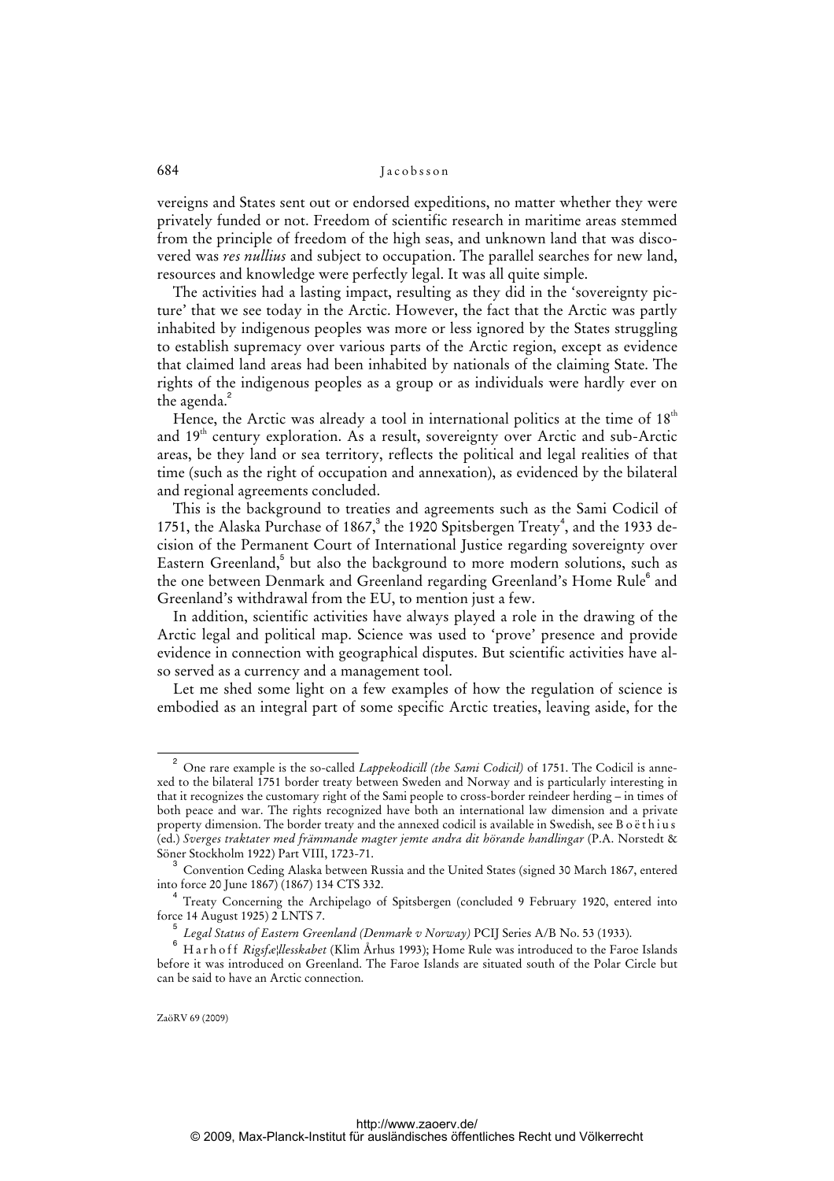vereigns and States sent out or endorsed expeditions, no matter whether they were privately funded or not. Freedom of scientific research in maritime areas stemmed from the principle of freedom of the high seas, and unknown land that was discovered was *res nullius* and subject to occupation. The parallel searches for new land, resources and knowledge were perfectly legal. It was all quite simple.

The activities had a lasting impact, resulting as they did in the 'sovereignty picture' that we see today in the Arctic. However, the fact that the Arctic was partly inhabited by indigenous peoples was more or less ignored by the States struggling to establish supremacy over various parts of the Arctic region, except as evidence that claimed land areas had been inhabited by nationals of the claiming State. The rights of the indigenous peoples as a group or as individuals were hardly ever on the agenda.[2]

Hence, the Arctic was already a tool in international politics at the time of 18th and 19th century exploration. As a result, sovereignty over Arctic and sub-Arctic areas, be they land or sea territory, reflects the political and legal realities of that time (such as the right of occupation and annexation), as evidenced by the bilateral and regional agreements concluded.

This is the background to treaties and agreements such as the Sami Codicil of 1751, the Alaska Purchase of 1867,[3] the 1920 Spitsbergen Treaty[4], and the 1933 decision of the Permanent Court of International Justice regarding sovereignty over Eastern Greenland,[5] but also the background to more modern solutions, such as the one between Denmark and Greenland regarding Greenland's Home Rule[6] and Greenland's withdrawal from the EU, to mention just a few.

In addition, scientific activities have always played a role in the drawing of the Arctic legal and political map. Science was used to 'prove' presence and provide evidence in connection with geographical disputes. But scientific activities have also served as a currency and a management tool.

Let me shed some light on a few examples of how the regulation of science is embodied as an integral part of some specific Arctic treaties, leaving aside, for the

---

[2] One rare example is the so-called *Lappekodicill (the Sami Codicil)* of 1751. The Codicil is annexed to the bilateral 1751 border treaty between Sweden and Norway and is particularly interesting in that it recognizes the customary right of the Sami people to cross-border reindeer herding – in times of both peace and war. The rights recognized have both an international law dimension and a private property dimension. The border treaty and the annexed codicil is available in Swedish, see Boëthius (ed.) *Sverges traktater med främmande magter jemte andra dit hörande handlingar* (P.A. Norstedt & Söner Stockholm 1922) Part VIII, 1723-71.

[3] Convention Ceding Alaska between Russia and the United States (signed 30 March 1867, entered into force 20 June 1867) (1867) 134 CTS 332.

[4] Treaty Concerning the Archipelago of Spitsbergen (concluded 9 February 1920, entered into force 14 August 1925) 2 LNTS 7.

[5] *Legal Status of Eastern Greenland (Denmark v Norway)* PCIJ Series A/B No. 53 (1933).

[6] Harhoff *Rigsfællesskabet* (Klim Århus 1993); Home Rule was introduced to the Faroe Islands before it was introduced on Greenland. The Faroe Islands are situated south of the Polar Circle but can be said to have an Arctic connection.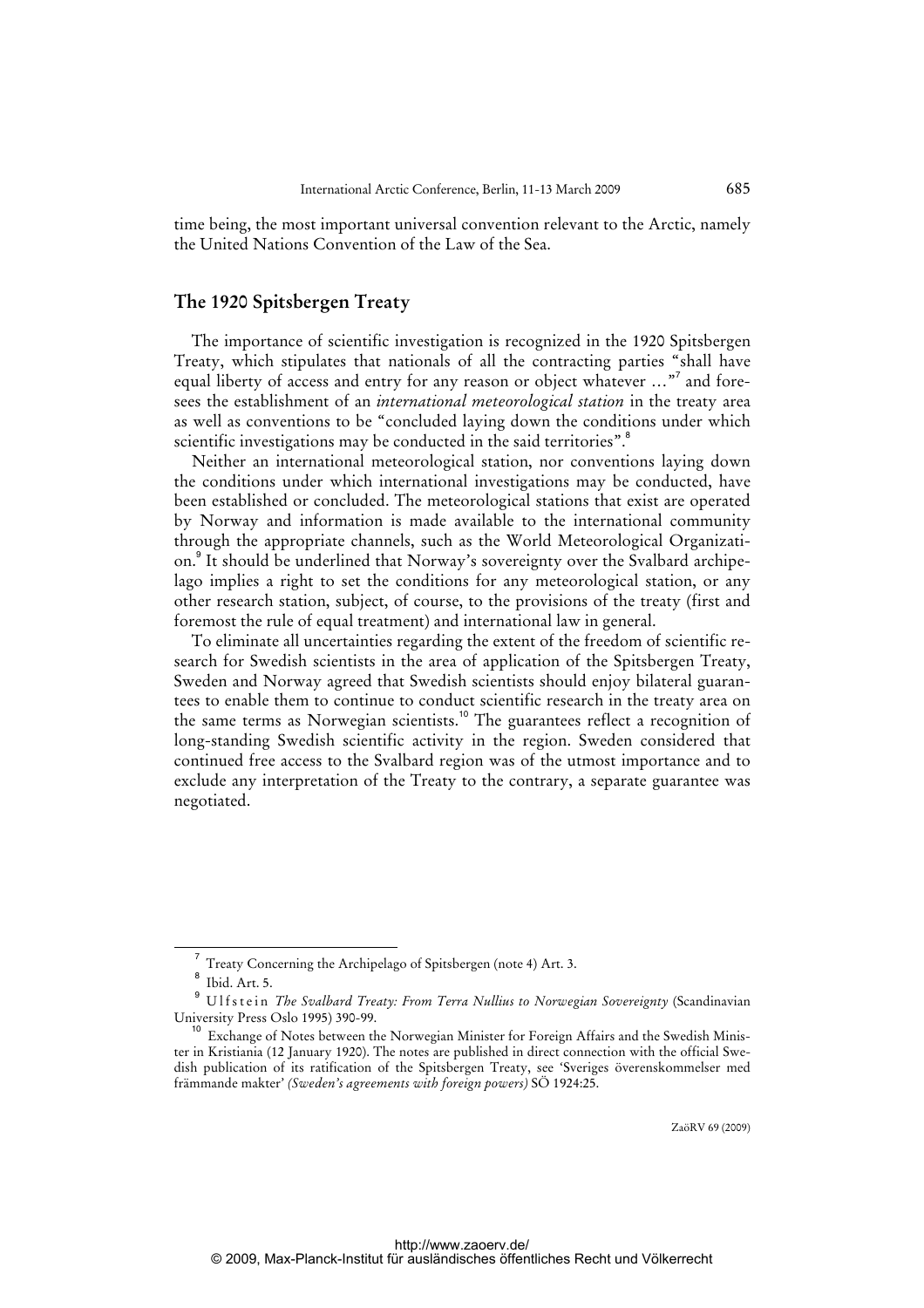time being, the most important universal convention relevant to the Arctic, namely the United Nations Convention of the Law of the Sea.

## The 1920 Spitsbergen Treaty

The importance of scientific investigation is recognized in the 1920 Spitsbergen Treaty, which stipulates that nationals of all the contracting parties "shall have equal liberty of access and entry for any reason or object whatever …"[7] and foresees the establishment of an *international meteorological station* in the treaty area as well as conventions to be "concluded laying down the conditions under which scientific investigations may be conducted in the said territories".[8]

Neither an international meteorological station, nor conventions laying down the conditions under which international investigations may be conducted, have been established or concluded. The meteorological stations that exist are operated by Norway and information is made available to the international community through the appropriate channels, such as the World Meteorological Organization.[9] It should be underlined that Norway's sovereignty over the Svalbard archipelago implies a right to set the conditions for any meteorological station, or any other research station, subject, of course, to the provisions of the treaty (first and foremost the rule of equal treatment) and international law in general.

To eliminate all uncertainties regarding the extent of the freedom of scientific research for Swedish scientists in the area of application of the Spitsbergen Treaty, Sweden and Norway agreed that Swedish scientists should enjoy bilateral guarantees to enable them to continue to conduct scientific research in the treaty area on the same terms as Norwegian scientists.[10] The guarantees reflect a recognition of long-standing Swedish scientific activity in the region. Sweden considered that continued free access to the Svalbard region was of the utmost importance and to exclude any interpretation of the Treaty to the contrary, a separate guarantee was negotiated.

---

[7] Treaty Concerning the Archipelago of Spitsbergen (note 4) Art. 3.

[8] Ibid. Art. 5.

[9] Ulfstein *The Svalbard Treaty: From Terra Nullius to Norwegian Sovereignty* (Scandinavian University Press Oslo 1995) 390-99.

[10] Exchange of Notes between the Norwegian Minister for Foreign Affairs and the Swedish Minister in Kristiania (12 January 1920). The notes are published in direct connection with the official Swedish publication of its ratification of the Spitsbergen Treaty, see 'Sveriges överenskommelser med främmande makter' *(Sweden's agreements with foreign powers)* SÖ 1924:25.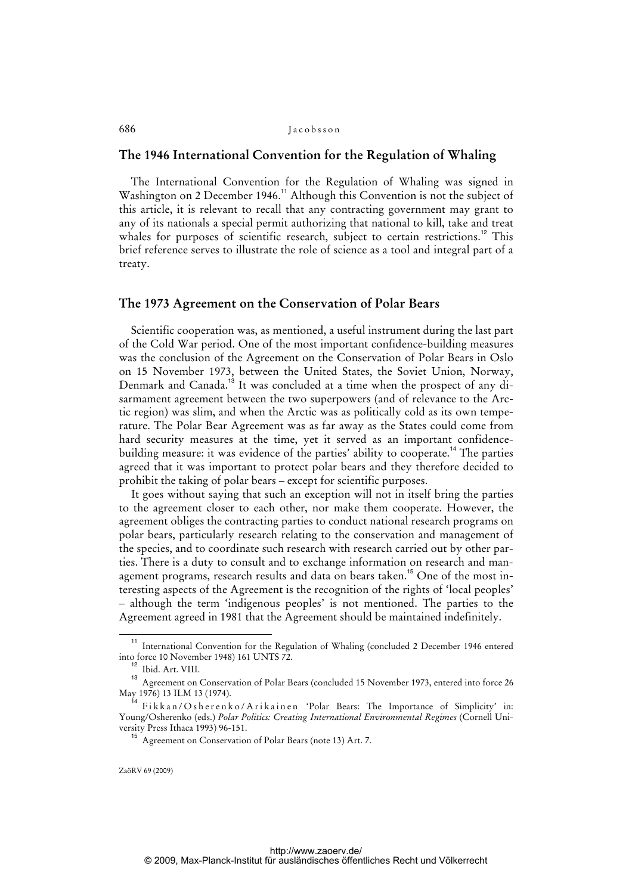## The 1946 International Convention for the Regulation of Whaling

The International Convention for the Regulation of Whaling was signed in Washington on 2 December 1946.[11] Although this Convention is not the subject of this article, it is relevant to recall that any contracting government may grant to any of its nationals a special permit authorizing that national to kill, take and treat whales for purposes of scientific research, subject to certain restrictions.[12] This brief reference serves to illustrate the role of science as a tool and integral part of a treaty.

## The 1973 Agreement on the Conservation of Polar Bears

Scientific cooperation was, as mentioned, a useful instrument during the last part of the Cold War period. One of the most important confidence-building measures was the conclusion of the Agreement on the Conservation of Polar Bears in Oslo on 15 November 1973, between the United States, the Soviet Union, Norway, Denmark and Canada.[13] It was concluded at a time when the prospect of any disarmament agreement between the two superpowers (and of relevance to the Arctic region) was slim, and when the Arctic was as politically cold as its own temperature. The Polar Bear Agreement was as far away as the States could come from hard security measures at the time, yet it served as an important confidence-building measure: it was evidence of the parties' ability to cooperate.[14] The parties agreed that it was important to protect polar bears and they therefore decided to prohibit the taking of polar bears – except for scientific purposes.

It goes without saying that such an exception will not in itself bring the parties to the agreement closer to each other, nor make them cooperate. However, the agreement obliges the contracting parties to conduct national research programs on polar bears, particularly research relating to the conservation and management of the species, and to coordinate such research with research carried out by other parties. There is a duty to consult and to exchange information on research and management programs, research results and data on bears taken.[15] One of the most interesting aspects of the Agreement is the recognition of the rights of 'local peoples' – although the term 'indigenous peoples' is not mentioned. The parties to the Agreement agreed in 1981 that the Agreement should be maintained indefinitely.

---

[11] International Convention for the Regulation of Whaling (concluded 2 December 1946 entered into force 10 November 1948) 161 UNTS 72.

[12] Ibid. Art. VIII.

[13] Agreement on Conservation of Polar Bears (concluded 15 November 1973, entered into force 26 May 1976) 13 ILM 13 (1974).

[14] Fikkan/Osherenko/Arikainen 'Polar Bears: The Importance of Simplicity' in: Young/Osherenko (eds.) *Polar Politics: Creating International Environmental Regimes* (Cornell University Press Ithaca 1993) 96-151.

[15] Agreement on Conservation of Polar Bears (note 13) Art. 7.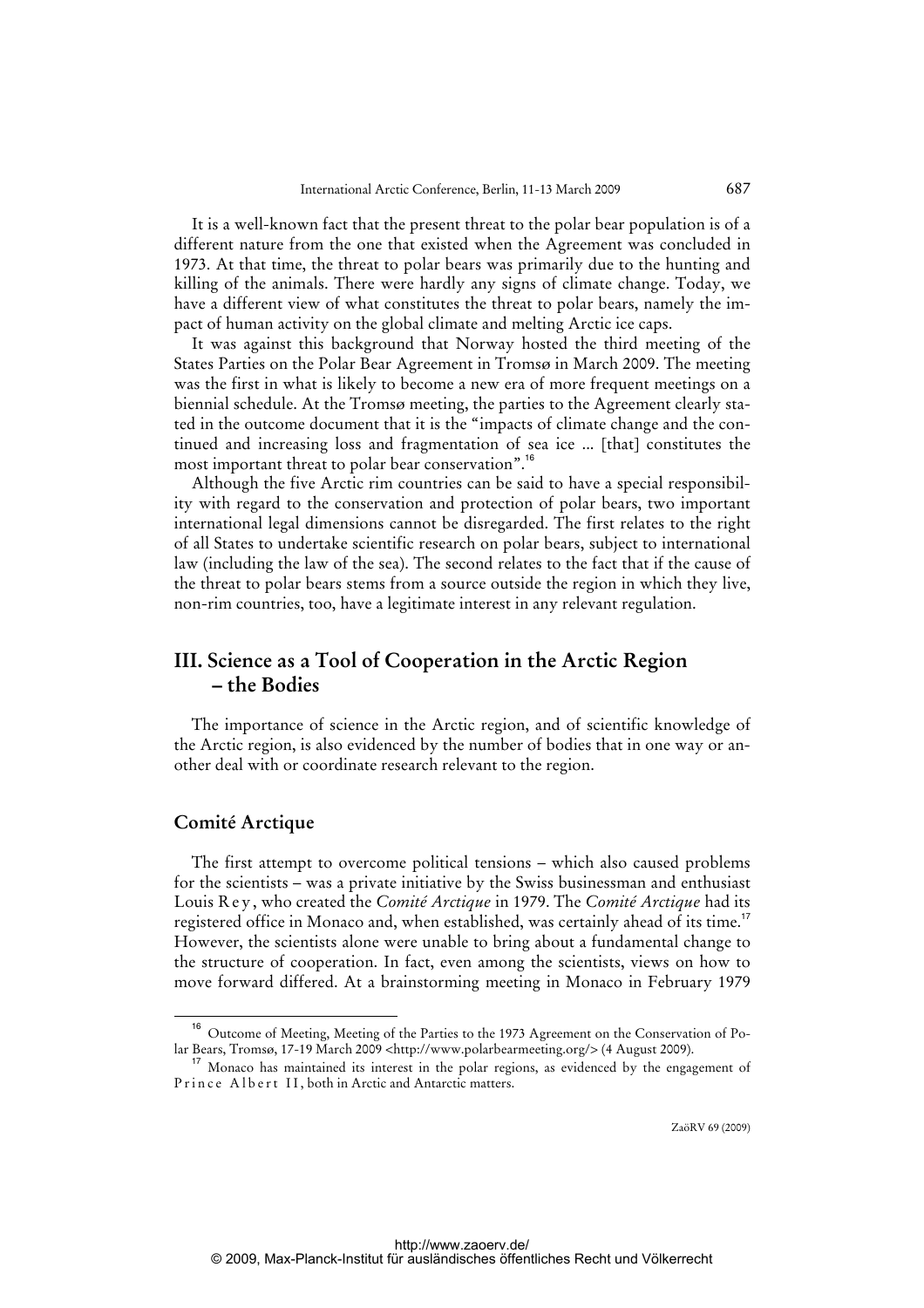It is a well-known fact that the present threat to the polar bear population is of a different nature from the one that existed when the Agreement was concluded in 1973. At that time, the threat to polar bears was primarily due to the hunting and killing of the animals. There were hardly any signs of climate change. Today, we have a different view of what constitutes the threat to polar bears, namely the impact of human activity on the global climate and melting Arctic ice caps.

It was against this background that Norway hosted the third meeting of the States Parties on the Polar Bear Agreement in Tromsø in March 2009. The meeting was the first in what is likely to become a new era of more frequent meetings on a biennial schedule. At the Tromsø meeting, the parties to the Agreement clearly stated in the outcome document that it is the "impacts of climate change and the continued and increasing loss and fragmentation of sea ice ... [that] constitutes the most important threat to polar bear conservation".[16]

Although the five Arctic rim countries can be said to have a special responsibility with regard to the conservation and protection of polar bears, two important international legal dimensions cannot be disregarded. The first relates to the right of all States to undertake scientific research on polar bears, subject to international law (including the law of the sea). The second relates to the fact that if the cause of the threat to polar bears stems from a source outside the region in which they live, non-rim countries, too, have a legitimate interest in any relevant regulation.

## III. Science as a Tool of Cooperation in the Arctic Region – the Bodies

The importance of science in the Arctic region, and of scientific knowledge of the Arctic region, is also evidenced by the number of bodies that in one way or another deal with or coordinate research relevant to the region.

### Comité Arctique

The first attempt to overcome political tensions – which also caused problems for the scientists – was a private initiative by the Swiss businessman and enthusiast Louis Rey, who created the *Comité Arctique* in 1979. The *Comité Arctique* had its registered office in Monaco and, when established, was certainly ahead of its time.[17] However, the scientists alone were unable to bring about a fundamental change to the structure of cooperation. In fact, even among the scientists, views on how to move forward differed. At a brainstorming meeting in Monaco in February 1979

---

[16] Outcome of Meeting, Meeting of the Parties to the 1973 Agreement on the Conservation of Polar Bears, Tromsø, 17-19 March 2009 <http://www.polarbearmeeting.org/> (4 August 2009).

[17] Monaco has maintained its interest in the polar regions, as evidenced by the engagement of Prince Albert II, both in Arctic and Antarctic matters.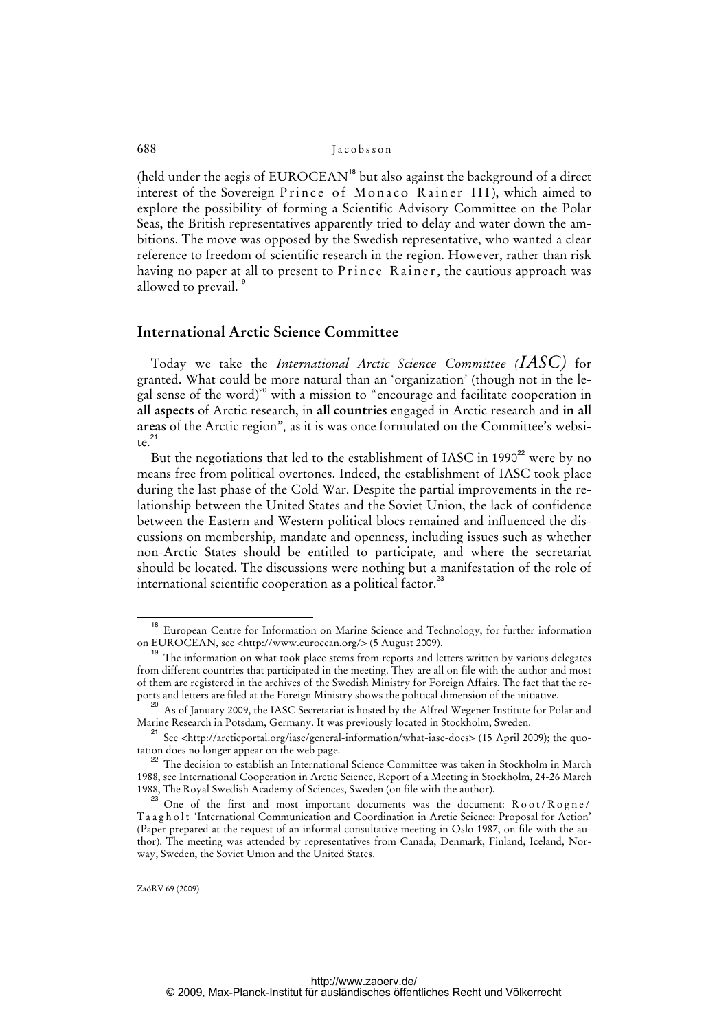(held under the aegis of EUROCEAN[18] but also against the background of a direct interest of the Sovereign Prince of Monaco Rainer III), which aimed to explore the possibility of forming a Scientific Advisory Committee on the Polar Seas, the British representatives apparently tried to delay and water down the ambitions. The move was opposed by the Swedish representative, who wanted a clear reference to freedom of scientific research in the region. However, rather than risk having no paper at all to present to Prince Rainer, the cautious approach was allowed to prevail.[19]

## International Arctic Science Committee

Today we take the *International Arctic Science Committee (IASC)* for granted. What could be more natural than an 'organization' (though not in the legal sense of the word)[20] with a mission to "encourage and facilitate cooperation in **all aspects** of Arctic research, in **all countries** engaged in Arctic research and **in all areas** of the Arctic region", as it is was once formulated on the Committee's website.[21]

But the negotiations that led to the establishment of IASC in 1990[22] were by no means free from political overtones. Indeed, the establishment of IASC took place during the last phase of the Cold War. Despite the partial improvements in the relationship between the United States and the Soviet Union, the lack of confidence between the Eastern and Western political blocs remained and influenced the discussions on membership, mandate and openness, including issues such as whether non-Arctic States should be entitled to participate, and where the secretariat should be located. The discussions were nothing but a manifestation of the role of international scientific cooperation as a political factor.[23]

---

[18] European Centre for Information on Marine Science and Technology, for further information on EUROCEAN, see <http://www.eurocean.org/> (5 August 2009).

[19] The information on what took place stems from reports and letters written by various delegates from different countries that participated in the meeting. They are all on file with the author and most of them are registered in the archives of the Swedish Ministry for Foreign Affairs. The fact that the reports and letters are filed at the Foreign Ministry shows the political dimension of the initiative.

[20] As of January 2009, the IASC Secretariat is hosted by the Alfred Wegener Institute for Polar and Marine Research in Potsdam, Germany. It was previously located in Stockholm, Sweden.

[21] See <http://arcticportal.org/iasc/general-information/what-iasc-does> (15 April 2009); the quotation does no longer appear on the web page.

[22] The decision to establish an International Science Committee was taken in Stockholm in March 1988, see International Cooperation in Arctic Science, Report of a Meeting in Stockholm, 24-26 March 1988, The Royal Swedish Academy of Sciences, Sweden (on file with the author).

[23] One of the first and most important documents was the document: Root/Rogne/Taagholt 'International Communication and Coordination in Arctic Science: Proposal for Action' (Paper prepared at the request of an informal consultative meeting in Oslo 1987, on file with the author). The meeting was attended by representatives from Canada, Denmark, Finland, Iceland, Norway, Sweden, the Soviet Union and the United States.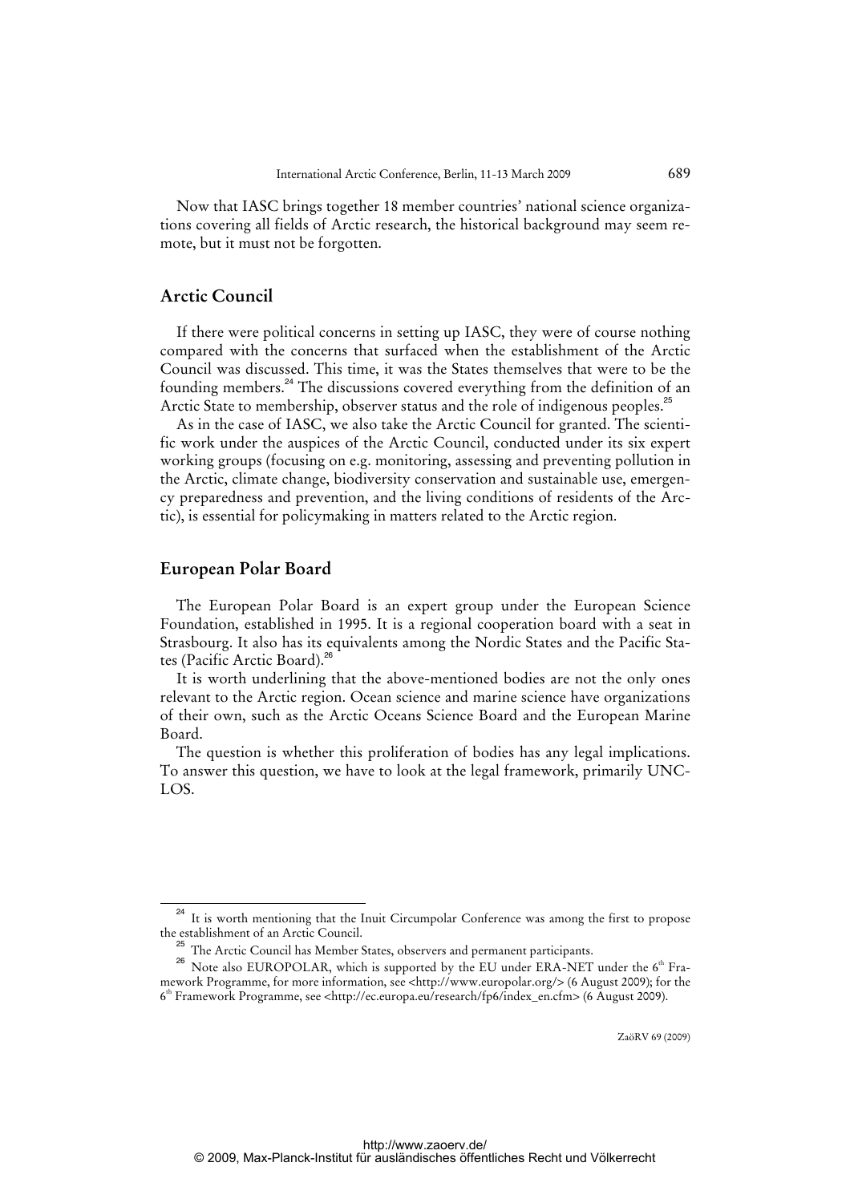Now that IASC brings together 18 member countries' national science organizations covering all fields of Arctic research, the historical background may seem remote, but it must not be forgotten.

## Arctic Council

If there were political concerns in setting up IASC, they were of course nothing compared with the concerns that surfaced when the establishment of the Arctic Council was discussed. This time, it was the States themselves that were to be the founding members.[24] The discussions covered everything from the definition of an Arctic State to membership, observer status and the role of indigenous peoples.[25]

As in the case of IASC, we also take the Arctic Council for granted. The scientific work under the auspices of the Arctic Council, conducted under its six expert working groups (focusing on e.g. monitoring, assessing and preventing pollution in the Arctic, climate change, biodiversity conservation and sustainable use, emergency preparedness and prevention, and the living conditions of residents of the Arctic), is essential for policymaking in matters related to the Arctic region.

## European Polar Board

The European Polar Board is an expert group under the European Science Foundation, established in 1995. It is a regional cooperation board with a seat in Strasbourg. It also has its equivalents among the Nordic States and the Pacific States (Pacific Arctic Board).[26]

It is worth underlining that the above-mentioned bodies are not the only ones relevant to the Arctic region. Ocean science and marine science have organizations of their own, such as the Arctic Oceans Science Board and the European Marine Board.

The question is whether this proliferation of bodies has any legal implications. To answer this question, we have to look at the legal framework, primarily UNCLOS.

---

[24] It is worth mentioning that the Inuit Circumpolar Conference was among the first to propose the establishment of an Arctic Council.

[25] The Arctic Council has Member States, observers and permanent participants.

[26] Note also EUROPOLAR, which is supported by the EU under ERA-NET under the 6th Framework Programme, for more information, see <http://www.europolar.org/> (6 August 2009); for the 6th Framework Programme, see <http://ec.europa.eu/research/fp6/index_en.cfm> (6 August 2009).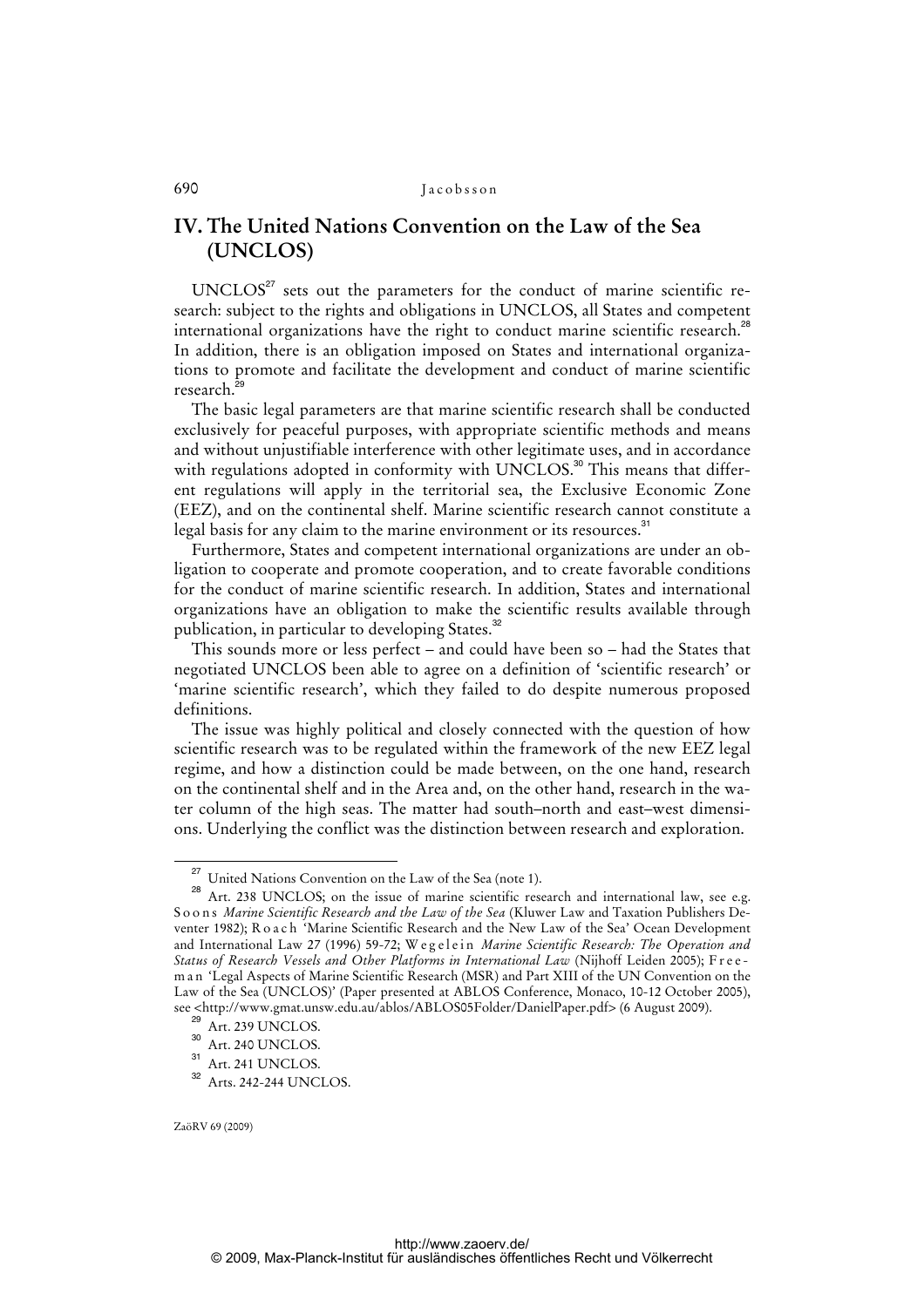## IV. The United Nations Convention on the Law of the Sea (UNCLOS)

UNCLOS[27] sets out the parameters for the conduct of marine scientific research: subject to the rights and obligations in UNCLOS, all States and competent international organizations have the right to conduct marine scientific research.[28] In addition, there is an obligation imposed on States and international organizations to promote and facilitate the development and conduct of marine scientific research.[29]

The basic legal parameters are that marine scientific research shall be conducted exclusively for peaceful purposes, with appropriate scientific methods and means and without unjustifiable interference with other legitimate uses, and in accordance with regulations adopted in conformity with UNCLOS.[30] This means that different regulations will apply in the territorial sea, the Exclusive Economic Zone (EEZ), and on the continental shelf. Marine scientific research cannot constitute a legal basis for any claim to the marine environment or its resources.[31]

Furthermore, States and competent international organizations are under an obligation to cooperate and promote cooperation, and to create favorable conditions for the conduct of marine scientific research. In addition, States and international organizations have an obligation to make the scientific results available through publication, in particular to developing States.[32]

This sounds more or less perfect – and could have been so – had the States that negotiated UNCLOS been able to agree on a definition of 'scientific research' or 'marine scientific research', which they failed to do despite numerous proposed definitions.

The issue was highly political and closely connected with the question of how scientific research was to be regulated within the framework of the new EEZ legal regime, and how a distinction could be made between, on the one hand, research on the continental shelf and in the Area and, on the other hand, research in the water column of the high seas. The matter had south–north and east–west dimensions. Underlying the conflict was the distinction between research and exploration.

---

[27] United Nations Convention on the Law of the Sea (note 1).

[28] Art. 238 UNCLOS; on the issue of marine scientific research and international law, see e.g. Soons *Marine Scientific Research and the Law of the Sea* (Kluwer Law and Taxation Publishers Deventer 1982); Roach 'Marine Scientific Research and the New Law of the Sea' Ocean Development and International Law 27 (1996) 59-72; Wegelein *Marine Scientific Research: The Operation and Status of Research Vessels and Other Platforms in International Law* (Nijhoff Leiden 2005); Freeman 'Legal Aspects of Marine Scientific Research (MSR) and Part XIII of the UN Convention on the Law of the Sea (UNCLOS)' (Paper presented at ABLOS Conference, Monaco, 10-12 October 2005), see <http://www.gmat.unsw.edu.au/ablos/ABLOS05Folder/DanielPaper.pdf> (6 August 2009).

[29] Art. 239 UNCLOS.

[30] Art. 240 UNCLOS.

[31] Art. 241 UNCLOS.

[32] Arts. 242-244 UNCLOS.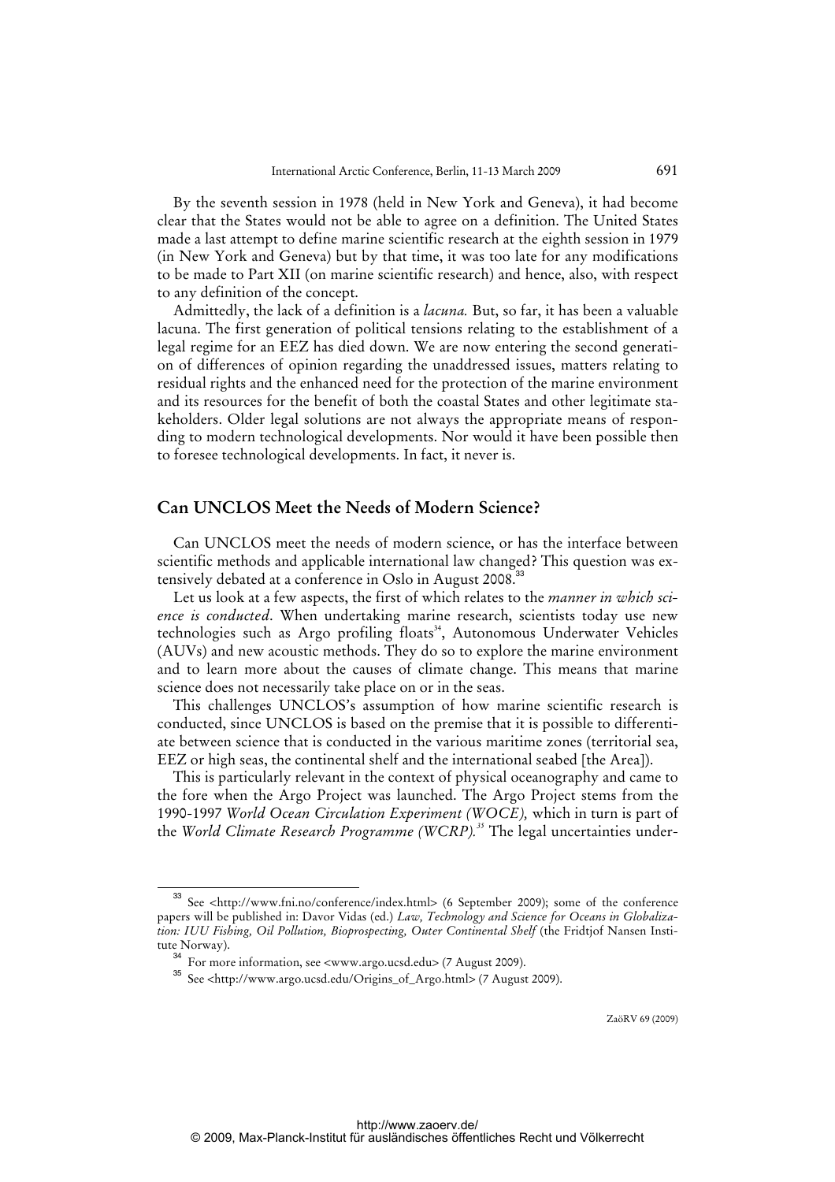By the seventh session in 1978 (held in New York and Geneva), it had become clear that the States would not be able to agree on a definition. The United States made a last attempt to define marine scientific research at the eighth session in 1979 (in New York and Geneva) but by that time, it was too late for any modifications to be made to Part XII (on marine scientific research) and hence, also, with respect to any definition of the concept.

Admittedly, the lack of a definition is a *lacuna.* But, so far, it has been a valuable lacuna. The first generation of political tensions relating to the establishment of a legal regime for an EEZ has died down. We are now entering the second generation of differences of opinion regarding the unaddressed issues, matters relating to residual rights and the enhanced need for the protection of the marine environment and its resources for the benefit of both the coastal States and other legitimate stakeholders. Older legal solutions are not always the appropriate means of responding to modern technological developments. Nor would it have been possible then to foresee technological developments. In fact, it never is.

## Can UNCLOS Meet the Needs of Modern Science?

Can UNCLOS meet the needs of modern science, or has the interface between scientific methods and applicable international law changed? This question was extensively debated at a conference in Oslo in August 2008.[33]

Let us look at a few aspects, the first of which relates to the *manner in which science is conducted*. When undertaking marine research, scientists today use new technologies such as Argo profiling floats[34], Autonomous Underwater Vehicles (AUVs) and new acoustic methods. They do so to explore the marine environment and to learn more about the causes of climate change. This means that marine science does not necessarily take place on or in the seas.

This challenges UNCLOS's assumption of how marine scientific research is conducted, since UNCLOS is based on the premise that it is possible to differentiate between science that is conducted in the various maritime zones (territorial sea, EEZ or high seas, the continental shelf and the international seabed [the Area]).

This is particularly relevant in the context of physical oceanography and came to the fore when the Argo Project was launched. The Argo Project stems from the 1990-1997 *World Ocean Circulation Experiment (WOCE),* which in turn is part of the *World Climate Research Programme (WCRP).*[35] The legal uncertainties under-

---

[33] See <http://www.fni.no/conference/index.html> (6 September 2009); some of the conference papers will be published in: Davor Vidas (ed.) *Law, Technology and Science for Oceans in Globalization: IUU Fishing, Oil Pollution, Bioprospecting, Outer Continental Shelf* (the Fridtjof Nansen Institute Norway).

[34] For more information, see <www.argo.ucsd.edu> (7 August 2009).

[35] See <http://www.argo.ucsd.edu/Origins_of_Argo.html> (7 August 2009).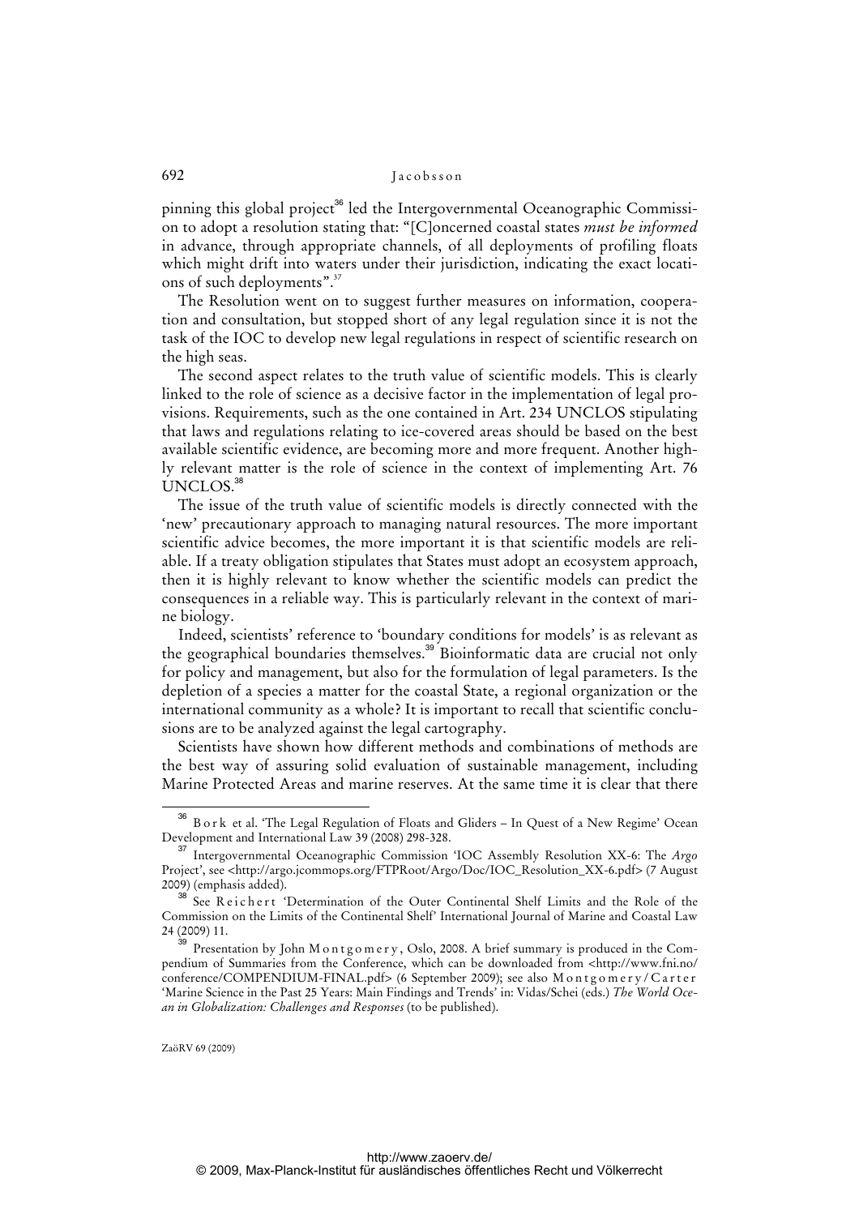pinning this global project[36] led the Intergovernmental Oceanographic Commission to adopt a resolution stating that: "[C]oncerned coastal states *must be informed* in advance, through appropriate channels, of all deployments of profiling floats which might drift into waters under their jurisdiction, indicating the exact locations of such deployments".[37]

The Resolution went on to suggest further measures on information, cooperation and consultation, but stopped short of any legal regulation since it is not the task of the IOC to develop new legal regulations in respect of scientific research on the high seas.

The second aspect relates to the truth value of scientific models. This is clearly linked to the role of science as a decisive factor in the implementation of legal provisions. Requirements, such as the one contained in Art. 234 UNCLOS stipulating that laws and regulations relating to ice-covered areas should be based on the best available scientific evidence, are becoming more and more frequent. Another highly relevant matter is the role of science in the context of implementing Art. 76 UNCLOS.[38]

The issue of the truth value of scientific models is directly connected with the 'new' precautionary approach to managing natural resources. The more important scientific advice becomes, the more important it is that scientific models are reliable. If a treaty obligation stipulates that States must adopt an ecosystem approach, then it is highly relevant to know whether the scientific models can predict the consequences in a reliable way. This is particularly relevant in the context of marine biology.

Indeed, scientists' reference to 'boundary conditions for models' is as relevant as the geographical boundaries themselves.[39] Bioinformatic data are crucial not only for policy and management, but also for the formulation of legal parameters. Is the depletion of a species a matter for the coastal State, a regional organization or the international community as a whole? It is important to recall that scientific conclusions are to be analyzed against the legal cartography.

Scientists have shown how different methods and combinations of methods are the best way of assuring solid evaluation of sustainable management, including Marine Protected Areas and marine reserves. At the same time it is clear that there

---

[36] Bork et al. 'The Legal Regulation of Floats and Gliders – In Quest of a New Regime' Ocean Development and International Law 39 (2008) 298-328.

[37] Intergovernmental Oceanographic Commission 'IOC Assembly Resolution XX-6: The *Argo* Project', see <http://argo.jcommops.org/FTPRoot/Argo/Doc/IOC_Resolution_XX-6.pdf> (7 August 2009) (emphasis added).

[38] See Reichert 'Determination of the Outer Continental Shelf Limits and the Role of the Commission on the Limits of the Continental Shelf' International Journal of Marine and Coastal Law 24 (2009) 11.

[39] Presentation by John Montgomery, Oslo, 2008. A brief summary is produced in the Compendium of Summaries from the Conference, which can be downloaded from <http://www.fni.no/conference/COMPENDIUM-FINAL.pdf> (6 September 2009); see also Montgomery/Carter 'Marine Science in the Past 25 Years: Main Findings and Trends' in: Vidas/Schei (eds.) *The World Ocean in Globalization: Challenges and Responses* (to be published).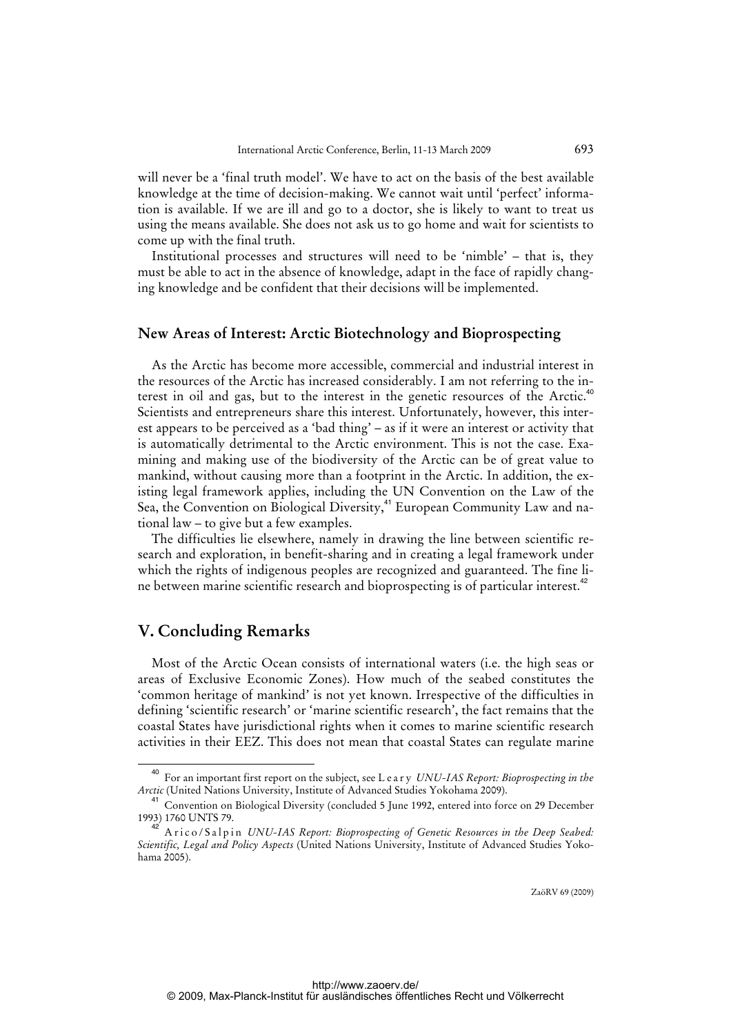will never be a 'final truth model'. We have to act on the basis of the best available knowledge at the time of decision-making. We cannot wait until 'perfect' information is available. If we are ill and go to a doctor, she is likely to want to treat us using the means available. She does not ask us to go home and wait for scientists to come up with the final truth.

Institutional processes and structures will need to be 'nimble' – that is, they must be able to act in the absence of knowledge, adapt in the face of rapidly changing knowledge and be confident that their decisions will be implemented.

### New Areas of Interest: Arctic Biotechnology and Bioprospecting

As the Arctic has become more accessible, commercial and industrial interest in the resources of the Arctic has increased considerably. I am not referring to the interest in oil and gas, but to the interest in the genetic resources of the Arctic.[40] Scientists and entrepreneurs share this interest. Unfortunately, however, this interest appears to be perceived as a 'bad thing' – as if it were an interest or activity that is automatically detrimental to the Arctic environment. This is not the case. Examining and making use of the biodiversity of the Arctic can be of great value to mankind, without causing more than a footprint in the Arctic. In addition, the existing legal framework applies, including the UN Convention on the Law of the Sea, the Convention on Biological Diversity,[41] European Community Law and national law – to give but a few examples.

The difficulties lie elsewhere, namely in drawing the line between scientific research and exploration, in benefit-sharing and in creating a legal framework under which the rights of indigenous peoples are recognized and guaranteed. The fine line between marine scientific research and bioprospecting is of particular interest.[42]

## V. Concluding Remarks

Most of the Arctic Ocean consists of international waters (i.e. the high seas or areas of Exclusive Economic Zones). How much of the seabed constitutes the 'common heritage of mankind' is not yet known. Irrespective of the difficulties in defining 'scientific research' or 'marine scientific research', the fact remains that the coastal States have jurisdictional rights when it comes to marine scientific research activities in their EEZ. This does not mean that coastal States can regulate marine

---

[40] For an important first report on the subject, see Leary *UNU-IAS Report: Bioprospecting in the Arctic* (United Nations University, Institute of Advanced Studies Yokohama 2009).

[41] Convention on Biological Diversity (concluded 5 June 1992, entered into force on 29 December 1993) 1760 UNTS 79.

[42] Arico/Salpin *UNU-IAS Report: Bioprospecting of Genetic Resources in the Deep Seabed: Scientific, Legal and Policy Aspects* (United Nations University, Institute of Advanced Studies Yokohama 2005).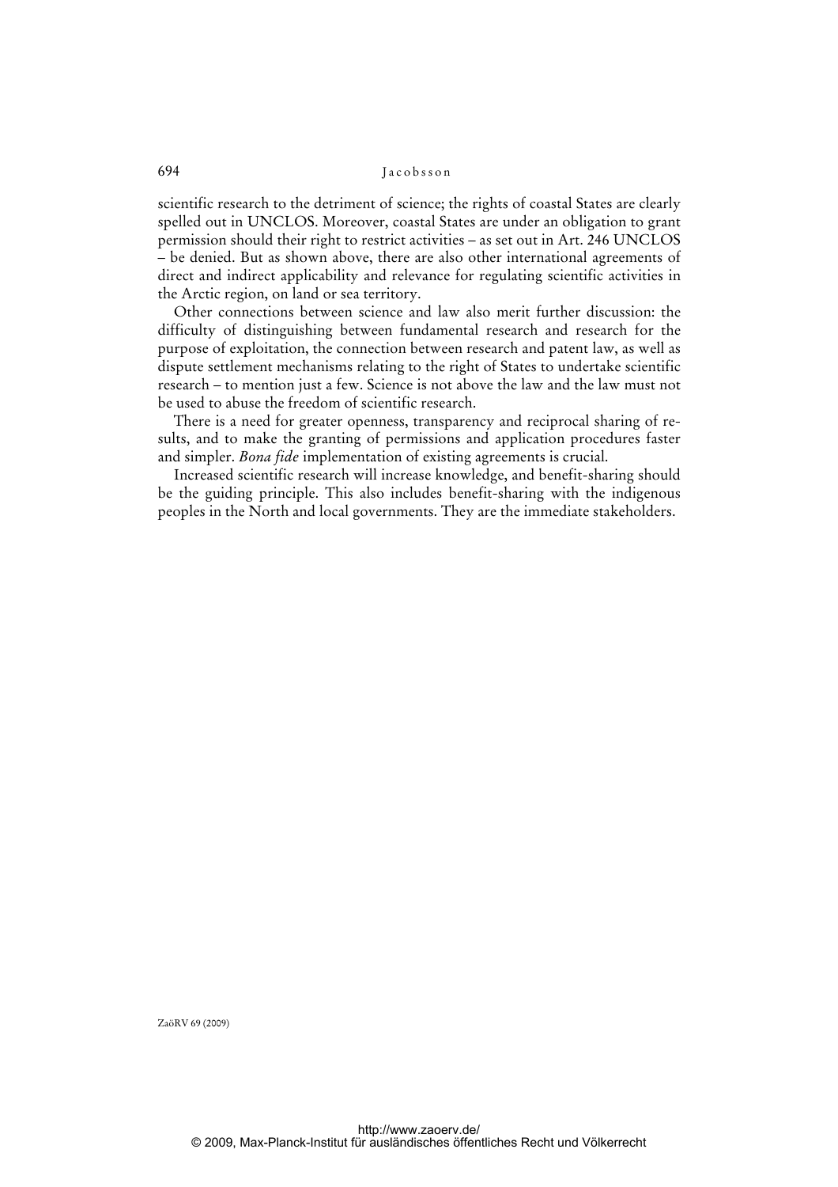scientific research to the detriment of science; the rights of coastal States are clearly spelled out in UNCLOS. Moreover, coastal States are under an obligation to grant permission should their right to restrict activities – as set out in Art. 246 UNCLOS – be denied. But as shown above, there are also other international agreements of direct and indirect applicability and relevance for regulating scientific activities in the Arctic region, on land or sea territory.

Other connections between science and law also merit further discussion: the difficulty of distinguishing between fundamental research and research for the purpose of exploitation, the connection between research and patent law, as well as dispute settlement mechanisms relating to the right of States to undertake scientific research – to mention just a few. Science is not above the law and the law must not be used to abuse the freedom of scientific research.

There is a need for greater openness, transparency and reciprocal sharing of results, and to make the granting of permissions and application procedures faster and simpler. *Bona fide* implementation of existing agreements is crucial.

Increased scientific research will increase knowledge, and benefit-sharing should be the guiding principle. This also includes benefit-sharing with the indigenous peoples in the North and local governments. They are the immediate stakeholders.